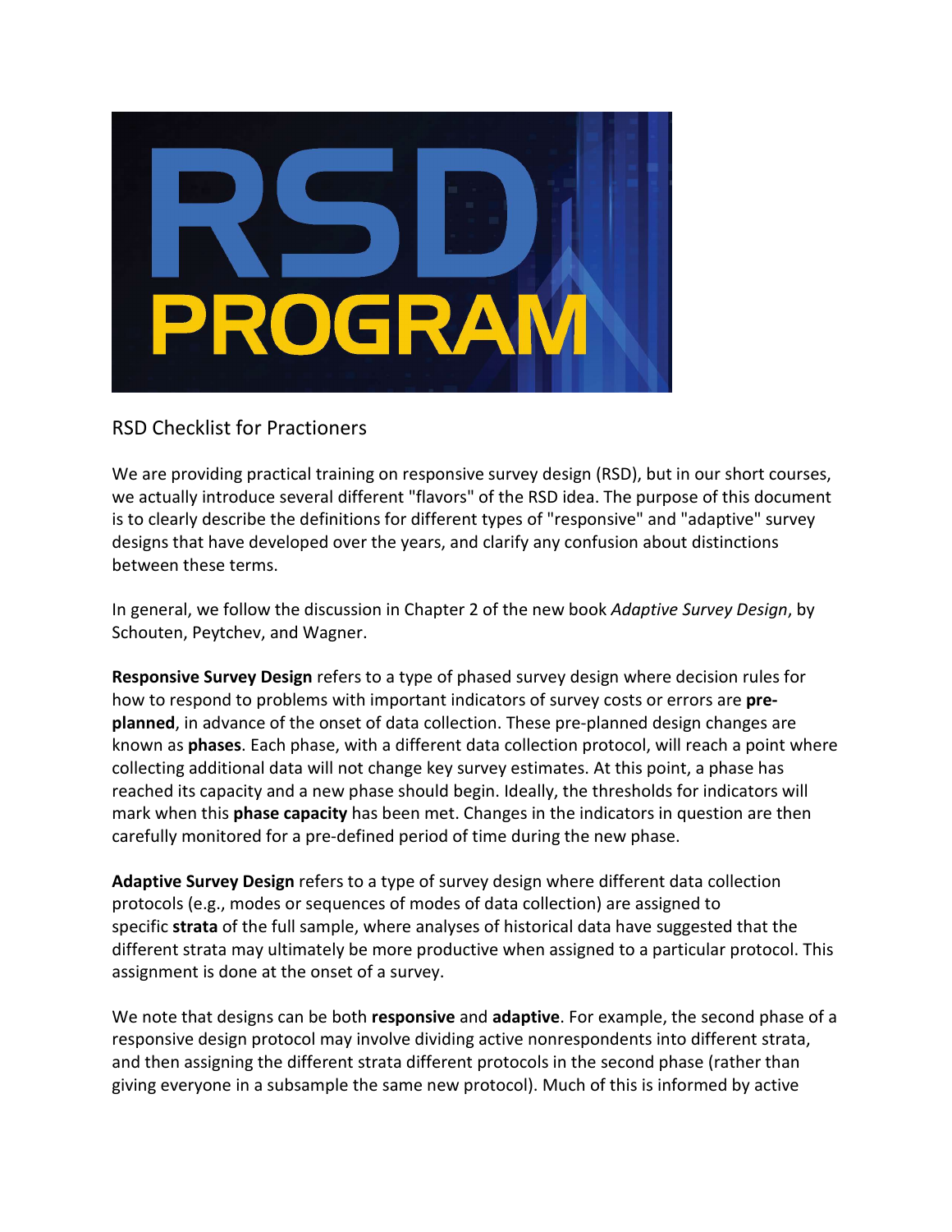RSD Checklist for Practioners

We are providing practical training on responsive survey design (RSD), but in our short courses, we actually introduce several different "flavors" of the RSD idea. The purpose of this document is to clearly describe the definitions for different types of "responsive" and "adaptive" survey designs that have developed over the years, and clarify any confusion about distinctions between these terms.

In general, we follow the discussion in Chapter 2 of the new book *Adaptive Survey Design*, by Schouten, Peytchev, and Wagner.

**Responsive Survey Design** refers to a type of phased survey design where decision rules for how to respond to problems with important indicators of survey costs or errors are **pre-planned**, in advance of the onset of data collection. These pre-planned design changes are known as **phases**. Each phase, with a different data collection protocol, will reach a point where collecting additional data will not change key survey estimates. At this point, a phase has reached its capacity and a new phase should begin. Ideally, the thresholds for indicators will mark when this **phase capacity** has been met. Changes in the indicators in question are then carefully monitored for a pre-defined period of time during the new phase.

**Adaptive Survey Design** refers to a type of survey design where different data collection protocols (e.g., modes or sequences of modes of data collection) are assigned to specific **strata** of the full sample, where analyses of historical data have suggested that the different strata may ultimately be more productive when assigned to a particular protocol. This assignment is done at the onset of a survey.

We note that designs can be both **responsive** and **adaptive**. For example, the second phase of a responsive design protocol may involve dividing active nonrespondents into different strata, and then assigning the different strata different protocols in the second phase (rather than giving everyone in a subsample the same new protocol). Much of this is informed by active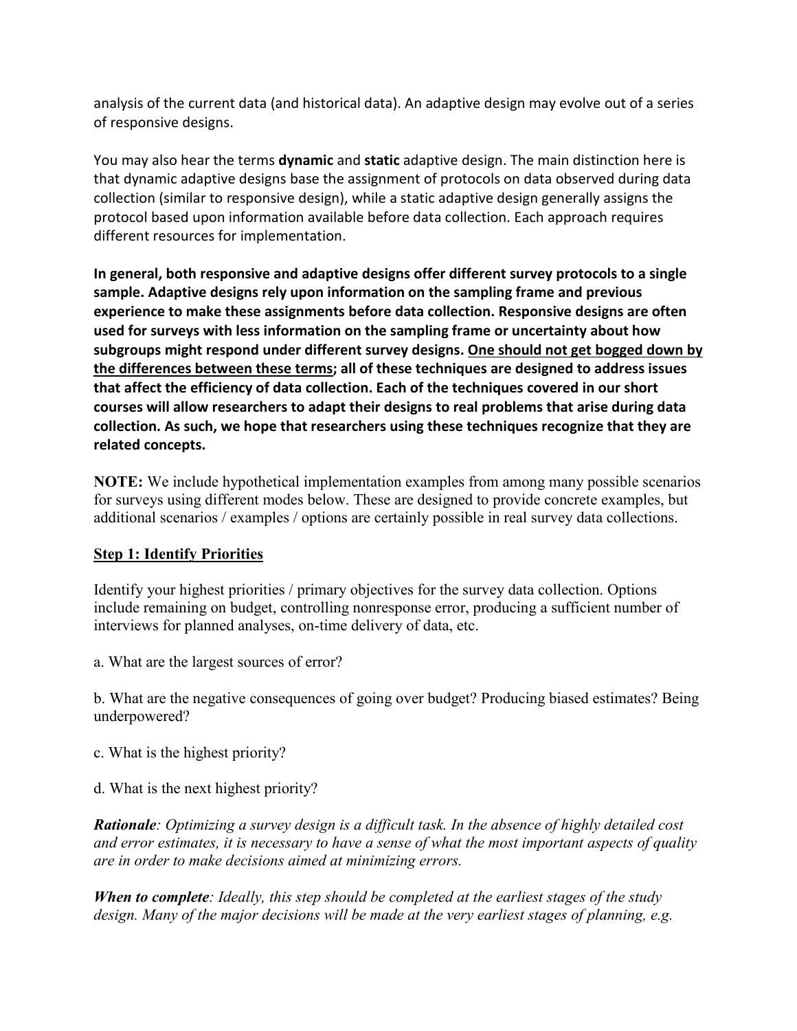analysis of the current data (and historical data). An adaptive design may evolve out of a series of responsive designs.

You may also hear the terms **dynamic** and **static** adaptive design. The main distinction here is that dynamic adaptive designs base the assignment of protocols on data observed during data collection (similar to responsive design), while a static adaptive design generally assigns the protocol based upon information available before data collection. Each approach requires different resources for implementation.

**In general, both responsive and adaptive designs offer different survey protocols to a single sample. Adaptive designs rely upon information on the sampling frame and previous experience to make these assignments before data collection. Responsive designs are often used for surveys with less information on the sampling frame or uncertainty about how subgroups might respond under different survey designs. <u>One should not get bogged down by the differences between these terms</u>; all of these techniques are designed to address issues that affect the efficiency of data collection. Each of the techniques covered in our short courses will allow researchers to adapt their designs to real problems that arise during data collection. As such, we hope that researchers using these techniques recognize that they are related concepts.**

**NOTE:** We include hypothetical implementation examples from among many possible scenarios for surveys using different modes below. These are designed to provide concrete examples, but additional scenarios / examples / options are certainly possible in real survey data collections.

## <u>Step 1: Identify Priorities</u>

Identify your highest priorities / primary objectives for the survey data collection. Options include remaining on budget, controlling nonresponse error, producing a sufficient number of interviews for planned analyses, on-time delivery of data, etc.

a. What are the largest sources of error?

b. What are the negative consequences of going over budget? Producing biased estimates? Being underpowered?

c. What is the highest priority?

d. What is the next highest priority?

***Rationale****: Optimizing a survey design is a difficult task. In the absence of highly detailed cost and error estimates, it is necessary to have a sense of what the most important aspects of quality are in order to make decisions aimed at minimizing errors.*

***When to complete****: Ideally, this step should be completed at the earliest stages of the study design. Many of the major decisions will be made at the very earliest stages of planning, e.g.*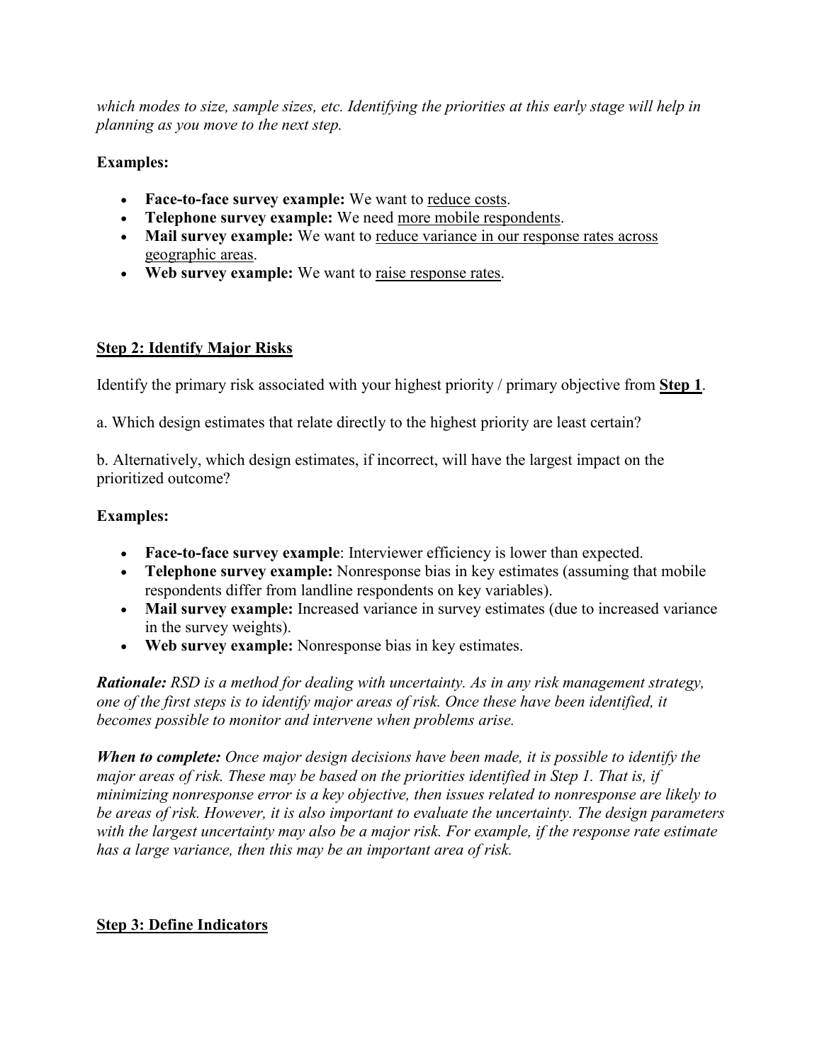*which modes to size, sample sizes, etc. Identifying the priorities at this early stage will help in planning as you move to the next step.*

**Examples:**

- **Face-to-face survey example:** We want to <u>reduce costs</u>.
- **Telephone survey example:** We need <u>more mobile respondents</u>.
- **Mail survey example:** We want to <u>reduce variance in our response rates across geographic areas</u>.
- **Web survey example:** We want to <u>raise response rates</u>.

## <u>Step 2: Identify Major Risks</u>

Identify the primary risk associated with your highest priority / primary objective from **<u>Step 1</u>**.

a. Which design estimates that relate directly to the highest priority are least certain?

b. Alternatively, which design estimates, if incorrect, will have the largest impact on the prioritized outcome?

**Examples:**

- **Face-to-face survey example**: Interviewer efficiency is lower than expected.
- **Telephone survey example:** Nonresponse bias in key estimates (assuming that mobile respondents differ from landline respondents on key variables).
- **Mail survey example:** Increased variance in survey estimates (due to increased variance in the survey weights).
- **Web survey example:** Nonresponse bias in key estimates.

***Rationale:*** *RSD is a method for dealing with uncertainty. As in any risk management strategy, one of the first steps is to identify major areas of risk. Once these have been identified, it becomes possible to monitor and intervene when problems arise.*

***When to complete:*** *Once major design decisions have been made, it is possible to identify the major areas of risk. These may be based on the priorities identified in Step 1. That is, if minimizing nonresponse error is a key objective, then issues related to nonresponse are likely to be areas of risk. However, it is also important to evaluate the uncertainty. The design parameters with the largest uncertainty may also be a major risk. For example, if the response rate estimate has a large variance, then this may be an important area of risk.*

## <u>Step 3: Define Indicators</u>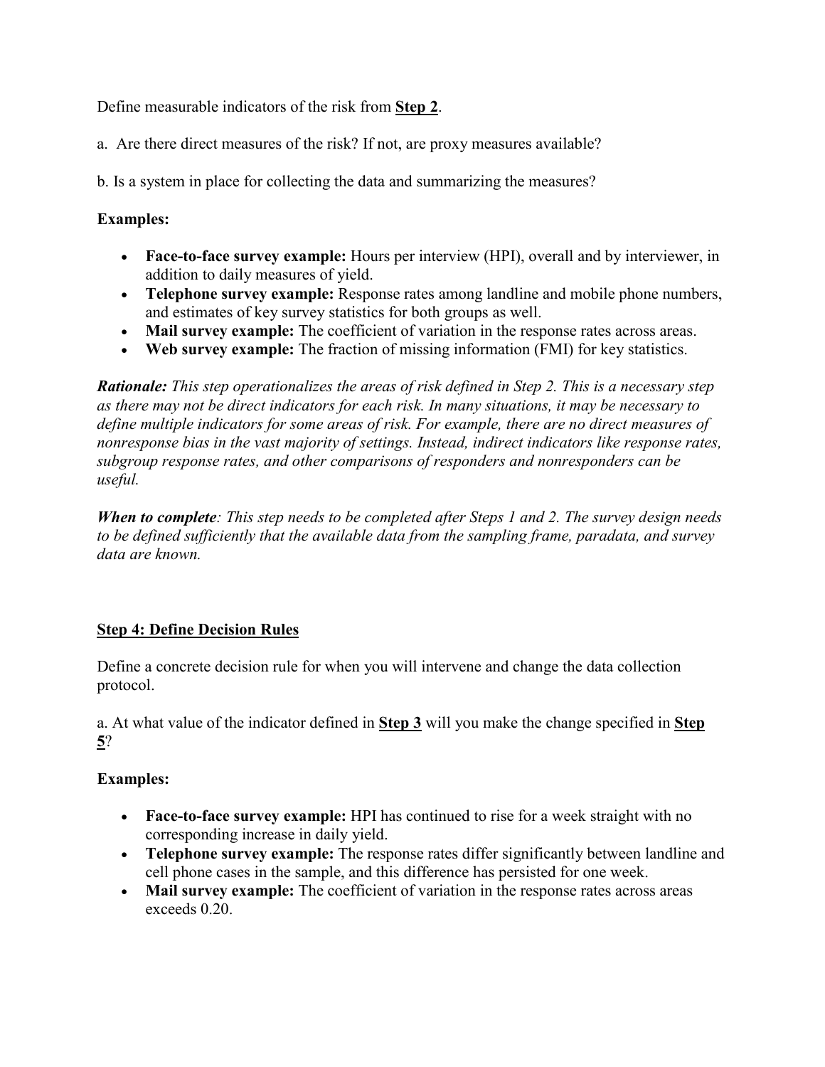Define measurable indicators of the risk from **Step 2**.

a. Are there direct measures of the risk? If not, are proxy measures available?

b. Is a system in place for collecting the data and summarizing the measures?

**Examples:**

- **Face-to-face survey example:** Hours per interview (HPI), overall and by interviewer, in addition to daily measures of yield.
- **Telephone survey example:** Response rates among landline and mobile phone numbers, and estimates of key survey statistics for both groups as well.
- **Mail survey example:** The coefficient of variation in the response rates across areas.
- **Web survey example:** The fraction of missing information (FMI) for key statistics.

***Rationale:*** *This step operationalizes the areas of risk defined in Step 2. This is a necessary step as there may not be direct indicators for each risk. In many situations, it may be necessary to define multiple indicators for some areas of risk. For example, there are no direct measures of nonresponse bias in the vast majority of settings. Instead, indirect indicators like response rates, subgroup response rates, and other comparisons of responders and nonresponders can be useful.*

***When to complete****: This step needs to be completed after Steps 1 and 2. The survey design needs to be defined sufficiently that the available data from the sampling frame, paradata, and survey data are known.*

## Step 4: Define Decision Rules

Define a concrete decision rule for when you will intervene and change the data collection protocol.

a. At what value of the indicator defined in **Step 3** will you make the change specified in **Step 5**?

**Examples:**

- **Face-to-face survey example:** HPI has continued to rise for a week straight with no corresponding increase in daily yield.
- **Telephone survey example:** The response rates differ significantly between landline and cell phone cases in the sample, and this difference has persisted for one week.
- **Mail survey example:** The coefficient of variation in the response rates across areas exceeds 0.20.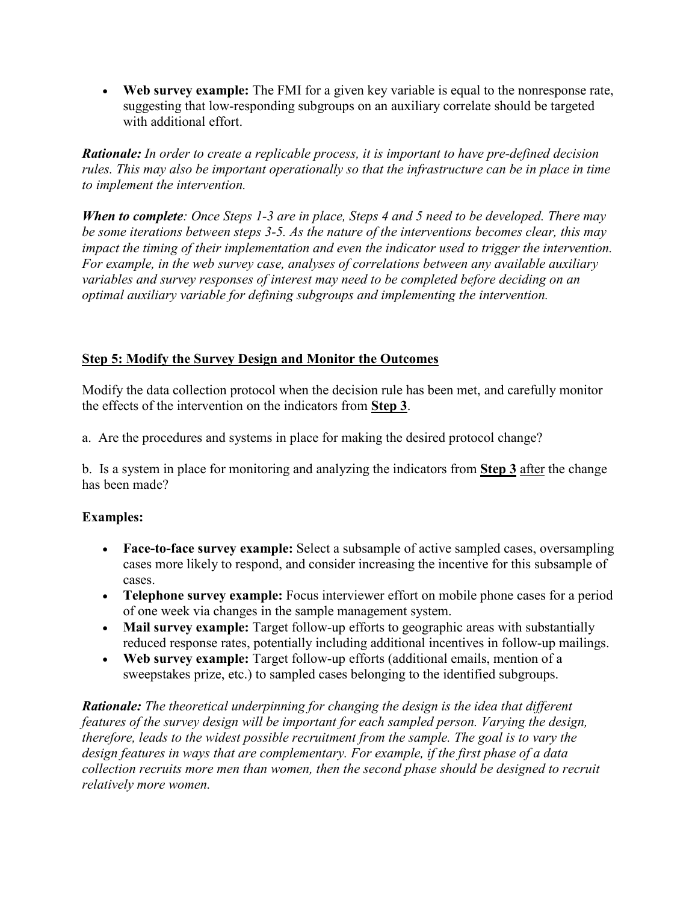- **Web survey example:** The FMI for a given key variable is equal to the nonresponse rate, suggesting that low-responding subgroups on an auxiliary correlate should be targeted with additional effort.

***Rationale:*** *In order to create a replicable process, it is important to have pre-defined decision rules. This may also be important operationally so that the infrastructure can be in place in time to implement the intervention.*

***When to complete****: Once Steps 1-3 are in place, Steps 4 and 5 need to be developed. There may be some iterations between steps 3-5. As the nature of the interventions becomes clear, this may impact the timing of their implementation and even the indicator used to trigger the intervention. For example, in the web survey case, analyses of correlations between any available auxiliary variables and survey responses of interest may need to be completed before deciding on an optimal auxiliary variable for defining subgroups and implementing the intervention.*

## Step 5: Modify the Survey Design and Monitor the Outcomes

Modify the data collection protocol when the decision rule has been met, and carefully monitor the effects of the intervention on the indicators from **Step 3**.

a. Are the procedures and systems in place for making the desired protocol change?

b. Is a system in place for monitoring and analyzing the indicators from **Step 3** after the change has been made?

**Examples:**

- **Face-to-face survey example:** Select a subsample of active sampled cases, oversampling cases more likely to respond, and consider increasing the incentive for this subsample of cases.
- **Telephone survey example:** Focus interviewer effort on mobile phone cases for a period of one week via changes in the sample management system.
- **Mail survey example:** Target follow-up efforts to geographic areas with substantially reduced response rates, potentially including additional incentives in follow-up mailings.
- **Web survey example:** Target follow-up efforts (additional emails, mention of a sweepstakes prize, etc.) to sampled cases belonging to the identified subgroups.

***Rationale:*** *The theoretical underpinning for changing the design is the idea that different features of the survey design will be important for each sampled person. Varying the design, therefore, leads to the widest possible recruitment from the sample. The goal is to vary the design features in ways that are complementary. For example, if the first phase of a data collection recruits more men than women, then the second phase should be designed to recruit relatively more women.*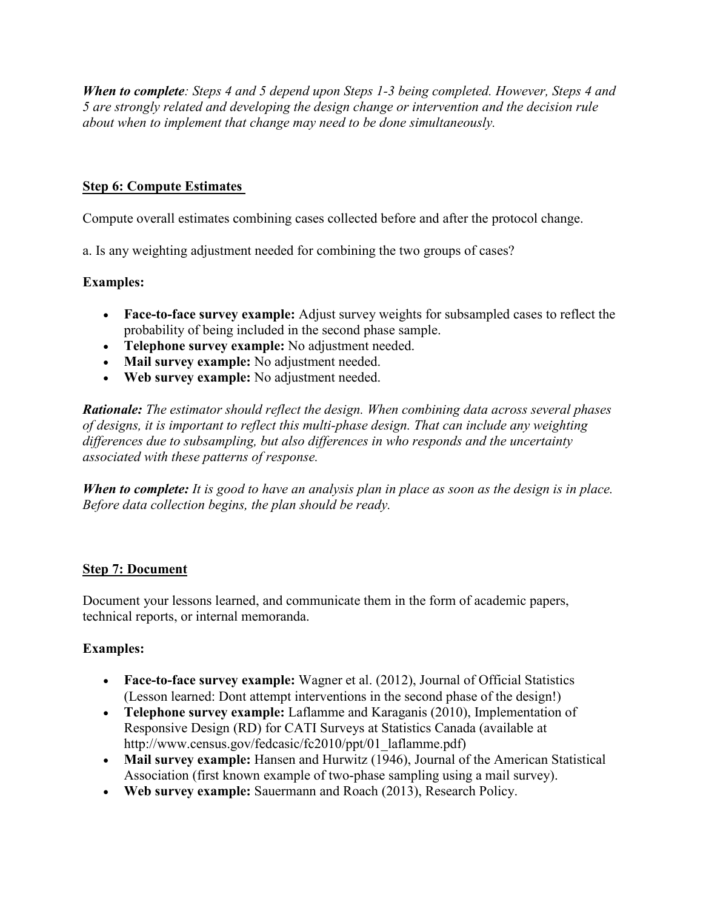***When to complete**: Steps 4 and 5 depend upon Steps 1-3 being completed. However, Steps 4 and 5 are strongly related and developing the design change or intervention and the decision rule about when to implement that change may need to be done simultaneously.*

## Step 6: Compute Estimates

Compute overall estimates combining cases collected before and after the protocol change.

a. Is any weighting adjustment needed for combining the two groups of cases?

**Examples:**

- **Face-to-face survey example:** Adjust survey weights for subsampled cases to reflect the probability of being included in the second phase sample.
- **Telephone survey example:** No adjustment needed.
- **Mail survey example:** No adjustment needed.
- **Web survey example:** No adjustment needed.

***Rationale:** The estimator should reflect the design. When combining data across several phases of designs, it is important to reflect this multi-phase design. That can include any weighting differences due to subsampling, but also differences in who responds and the uncertainty associated with these patterns of response.*

***When to complete:** It is good to have an analysis plan in place as soon as the design is in place. Before data collection begins, the plan should be ready.*

## Step 7: Document

Document your lessons learned, and communicate them in the form of academic papers, technical reports, or internal memoranda.

**Examples:**

- **Face-to-face survey example:** Wagner et al. (2012), Journal of Official Statistics (Lesson learned: Dont attempt interventions in the second phase of the design!)
- **Telephone survey example:** Laflamme and Karaganis (2010), Implementation of Responsive Design (RD) for CATI Surveys at Statistics Canada (available at http://www.census.gov/fedcasic/fc2010/ppt/01_laflamme.pdf)
- **Mail survey example:** Hansen and Hurwitz (1946), Journal of the American Statistical Association (first known example of two-phase sampling using a mail survey).
- **Web survey example:** Sauermann and Roach (2013), Research Policy.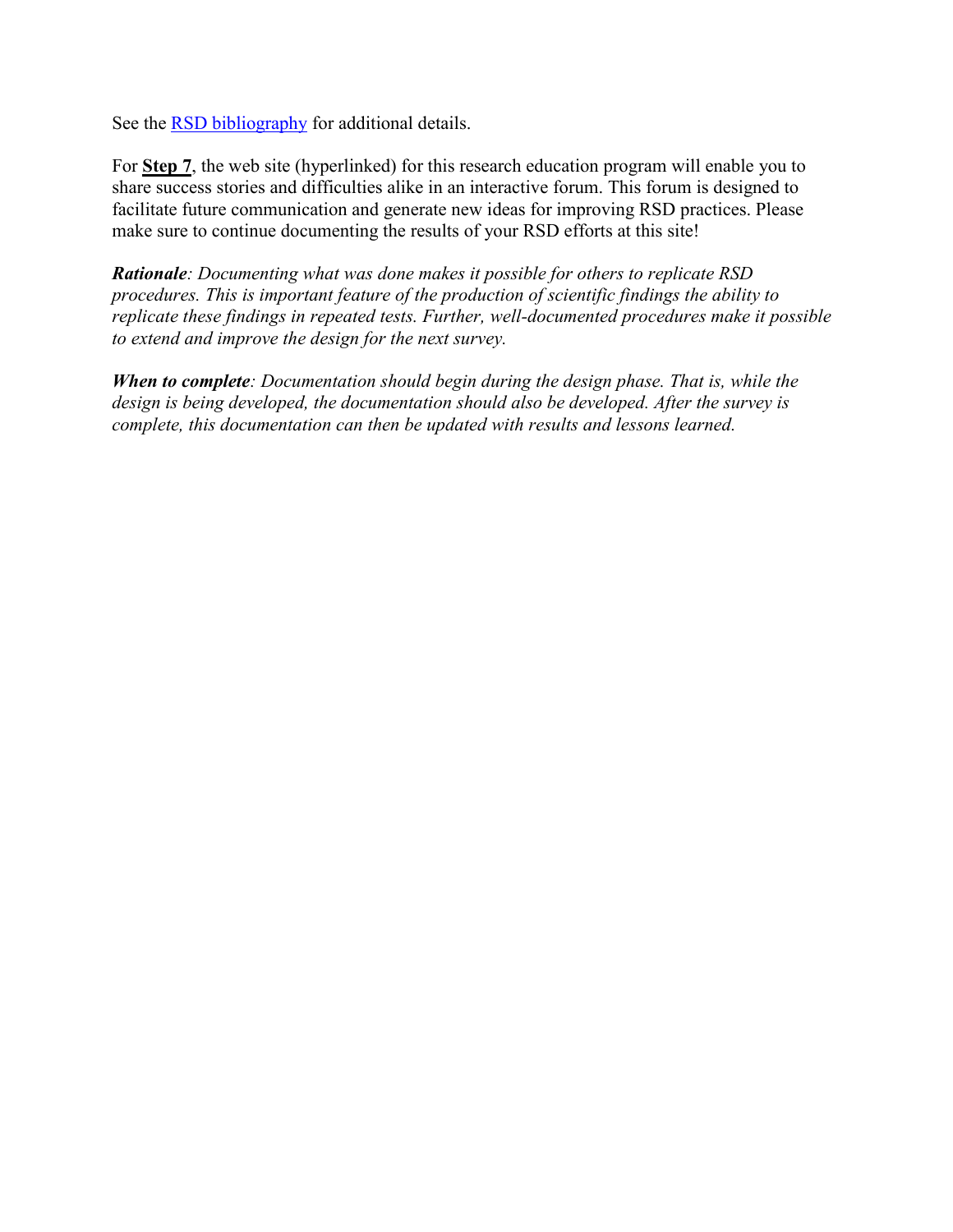See the RSD bibliography for additional details.

For **Step 7**, the web site (hyperlinked) for this research education program will enable you to share success stories and difficulties alike in an interactive forum. This forum is designed to facilitate future communication and generate new ideas for improving RSD practices. Please make sure to continue documenting the results of your RSD efforts at this site!

***Rationale****: Documenting what was done makes it possible for others to replicate RSD procedures. This is important feature of the production of scientific findings the ability to replicate these findings in repeated tests. Further, well-documented procedures make it possible to extend and improve the design for the next survey.*

***When to complete****: Documentation should begin during the design phase. That is, while the design is being developed, the documentation should also be developed. After the survey is complete, this documentation can then be updated with results and lessons learned.*